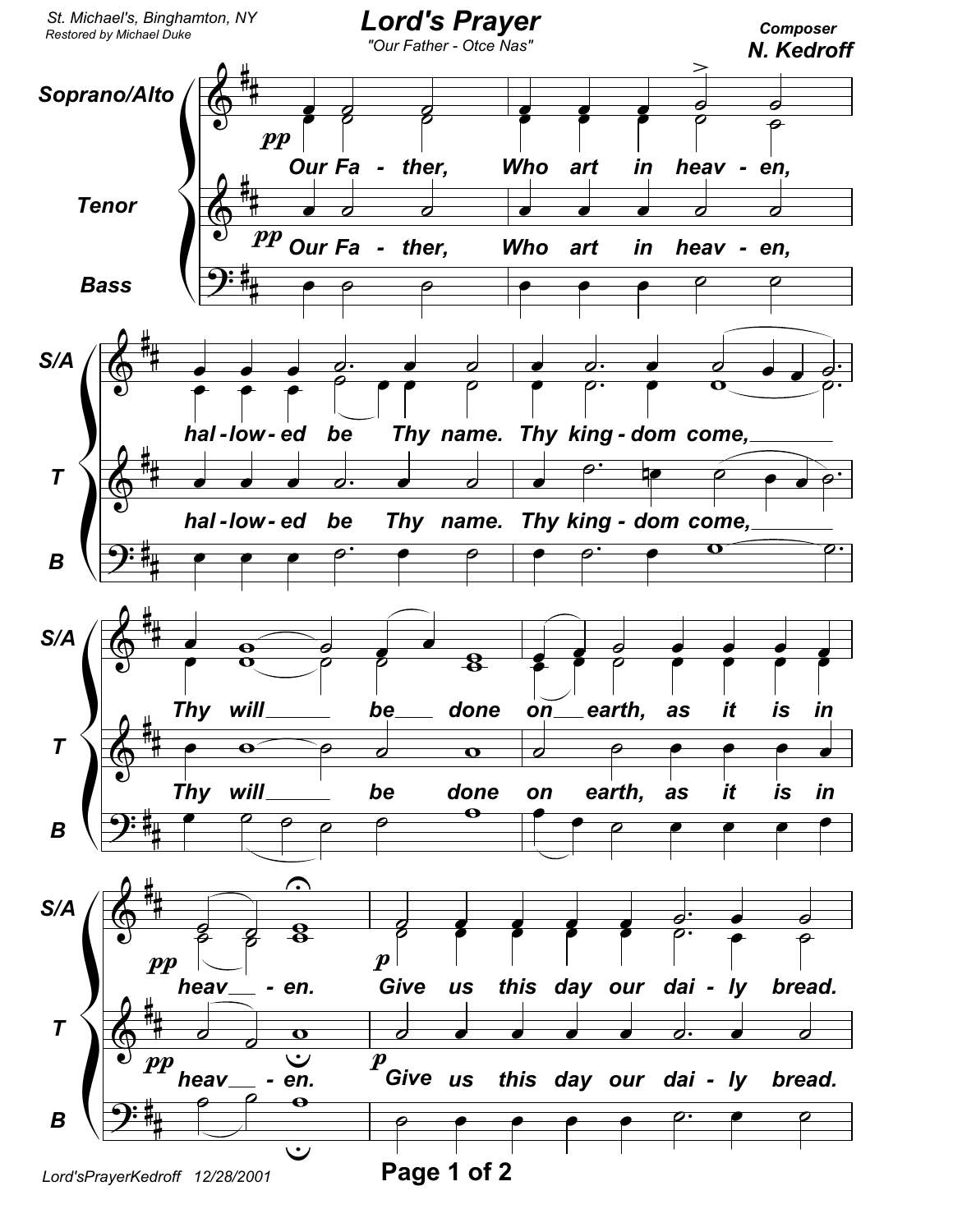St. Michael's, Binghamton, NY
Restored by Michael Duke

# Lord's Prayer

"Our Father - Otce Nas"

Composer
**N. Kedroff**

Soprano/Alto, Tenor, Bass

Our Father, Who art in heaven, hallowed be Thy name. Thy kingdom come, Thy will be done on earth, as it is in heaven. Give us this day our daily bread.

Lord'sPrayerKedroff 12/28/2001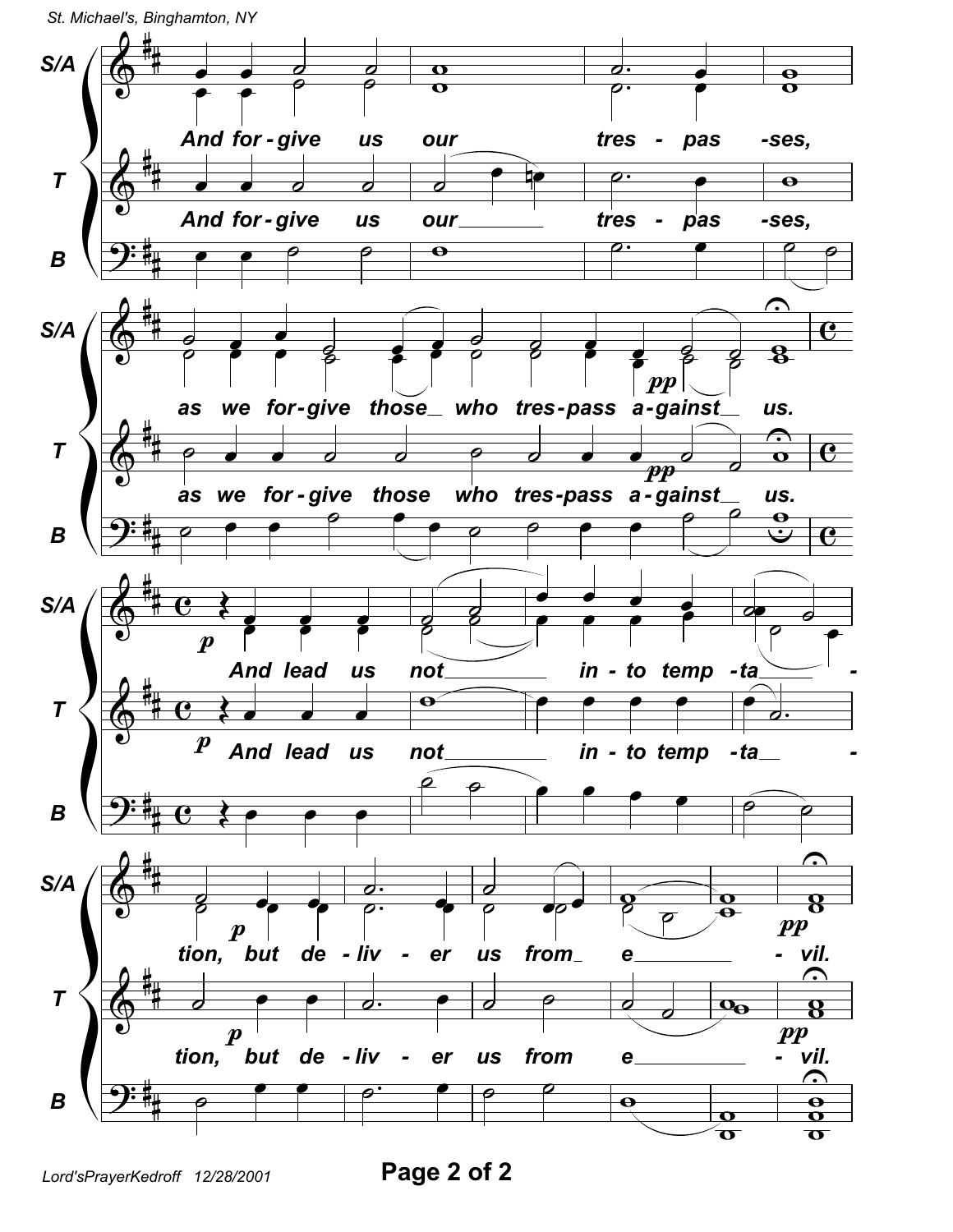S/A

T

B

And for-give us our tres - pas -ses,

And for-give us our tres - pas -ses,

as we for-give those who tres-pass a-gainst us.

as we for-give those who tres-pass a-gainst us.

*pp*

*p*

And lead us not in - to temp - ta -

And lead us not in - to temp - ta -

tion, but de - liv - er us from e - vil.

tion, but de - liv - er us from e - vil.

*p*

*pp*